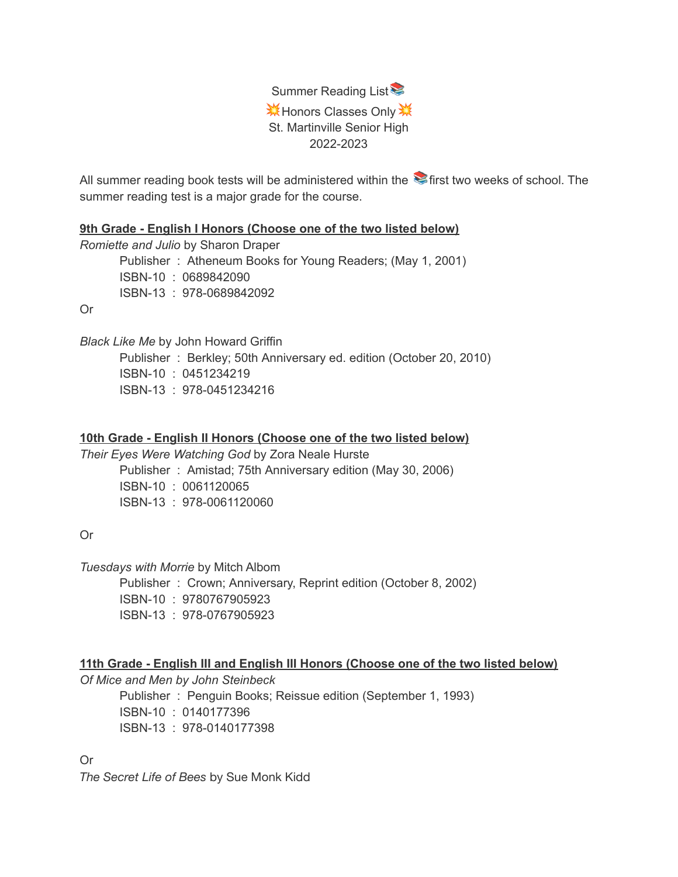Summer Reading List📚
💥Honors Classes Only💥
St. Martinville Senior High
2022-2023

All summer reading book tests will be administered within the 📚first two weeks of school. The summer reading test is a major grade for the course.

**9th Grade - English I Honors (Choose one of the two listed below)**

*Romiette and Julio* by Sharon Draper
- Publisher : Atheneum Books for Young Readers; (May 1, 2001)
- ISBN-10 : 0689842090
- ISBN-13 : 978-0689842092

Or

*Black Like Me* by John Howard Griffin
- Publisher : Berkley; 50th Anniversary ed. edition (October 20, 2010)
- ISBN-10 : 0451234219
- ISBN-13 : 978-0451234216

**10th Grade - English II Honors (Choose one of the two listed below)**

*Their Eyes Were Watching God* by Zora Neale Hurste
- Publisher : Amistad; 75th Anniversary edition (May 30, 2006)
- ISBN-10 : 0061120065
- ISBN-13 : 978-0061120060

Or

*Tuesdays with Morrie* by Mitch Albom
- Publisher : Crown; Anniversary, Reprint edition (October 8, 2002)
- ISBN-10 : 9780767905923
- ISBN-13 : 978-0767905923

**11th Grade - English III and English III Honors (Choose one of the two listed below)**

*Of Mice and Men by John Steinbeck*
- Publisher : Penguin Books; Reissue edition (September 1, 1993)
- ISBN-10 : 0140177396
- ISBN-13 : 978-0140177398

Or

*The Secret Life of Bees* by Sue Monk Kidd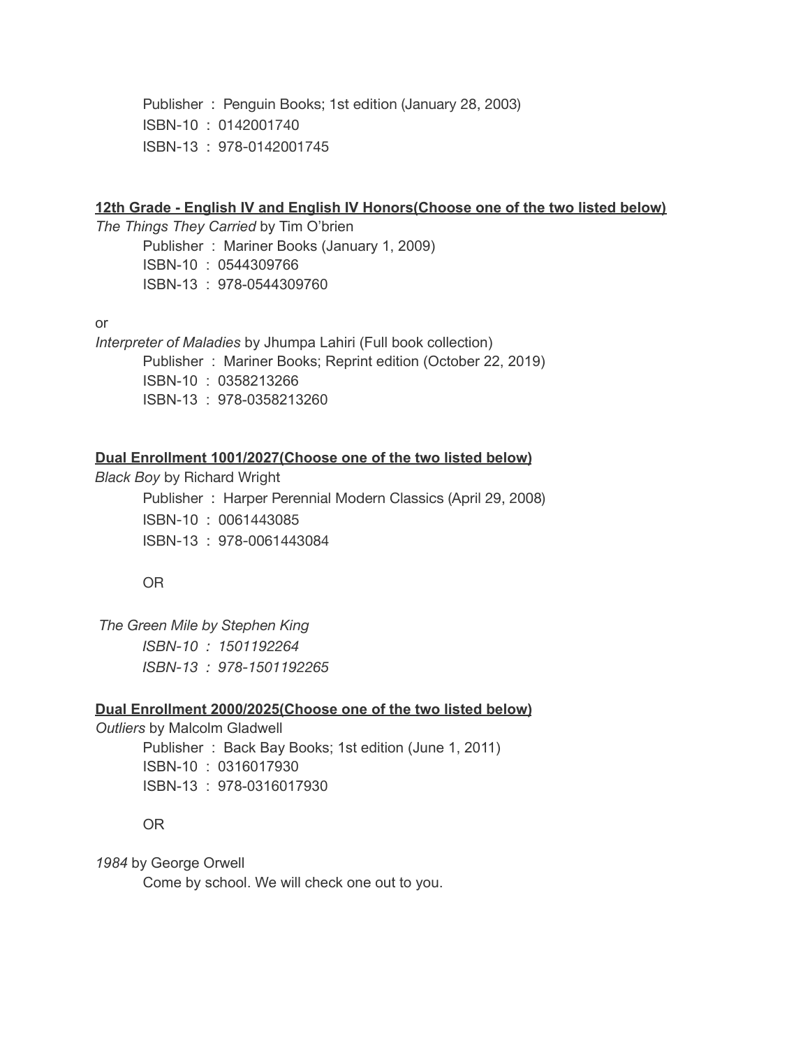Publisher : Penguin Books; 1st edition (January 28, 2003)
ISBN-10 : 0142001740
ISBN-13 : 978-0142001745

**12th Grade - English IV and English IV Honors(Choose one of the two listed below)**

*The Things They Carried* by Tim O'brien
Publisher : Mariner Books (January 1, 2009)
ISBN-10 : 0544309766
ISBN-13 : 978-0544309760

or

*Interpreter of Maladies* by Jhumpa Lahiri (Full book collection)
Publisher : Mariner Books; Reprint edition (October 22, 2019)
ISBN-10 : 0358213266
ISBN-13 : 978-0358213260

**Dual Enrollment 1001/2027(Choose one of the two listed below)**

*Black Boy* by Richard Wright
Publisher : Harper Perennial Modern Classics (April 29, 2008)
ISBN-10 : 0061443085
ISBN-13 : 978-0061443084

OR

*The Green Mile by Stephen King*
*ISBN-10 : 1501192264*
*ISBN-13 : 978-1501192265*

**Dual Enrollment 2000/2025(Choose one of the two listed below)**

*Outliers* by Malcolm Gladwell
Publisher : Back Bay Books; 1st edition (June 1, 2011)
ISBN-10 : 0316017930
ISBN-13 : 978-0316017930

OR

*1984* by George Orwell
Come by school. We will check one out to you.